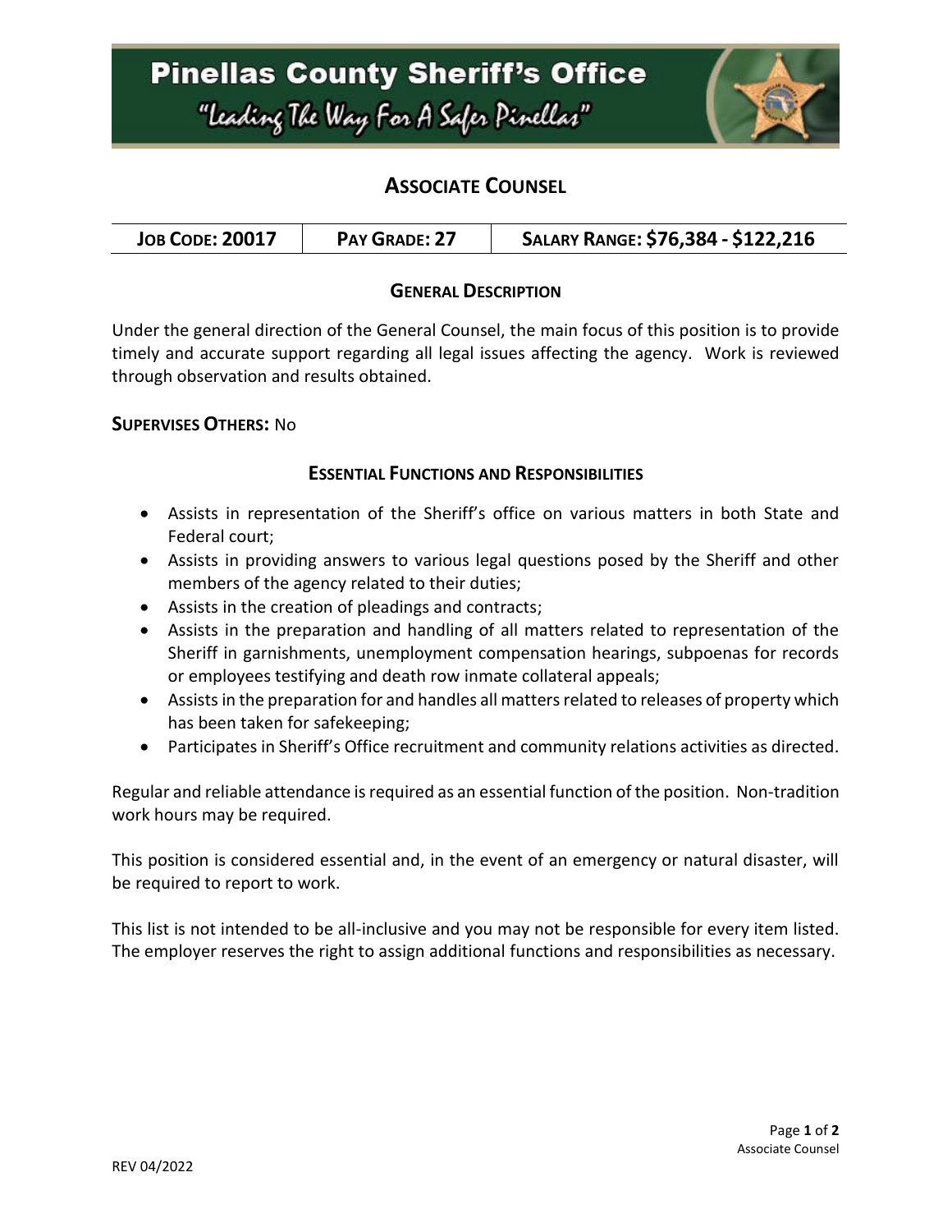# Pinellas County Sheriff's Office

"Leading The Way For A Safer Pinellas"

## ASSOCIATE COUNSEL

| JOB CODE: 20017 | PAY GRADE: 27 | SALARY RANGE: $76,384 - $122,216 |
|---|---|---|

### GENERAL DESCRIPTION

Under the general direction of the General Counsel, the main focus of this position is to provide timely and accurate support regarding all legal issues affecting the agency. Work is reviewed through observation and results obtained.

**SUPERVISES OTHERS:** No

### ESSENTIAL FUNCTIONS AND RESPONSIBILITIES

- Assists in representation of the Sheriff's office on various matters in both State and Federal court;
- Assists in providing answers to various legal questions posed by the Sheriff and other members of the agency related to their duties;
- Assists in the creation of pleadings and contracts;
- Assists in the preparation and handling of all matters related to representation of the Sheriff in garnishments, unemployment compensation hearings, subpoenas for records or employees testifying and death row inmate collateral appeals;
- Assists in the preparation for and handles all matters related to releases of property which has been taken for safekeeping;
- Participates in Sheriff's Office recruitment and community relations activities as directed.

Regular and reliable attendance is required as an essential function of the position. Non-tradition work hours may be required.

This position is considered essential and, in the event of an emergency or natural disaster, will be required to report to work.

This list is not intended to be all-inclusive and you may not be responsible for every item listed. The employer reserves the right to assign additional functions and responsibilities as necessary.

REV 04/2022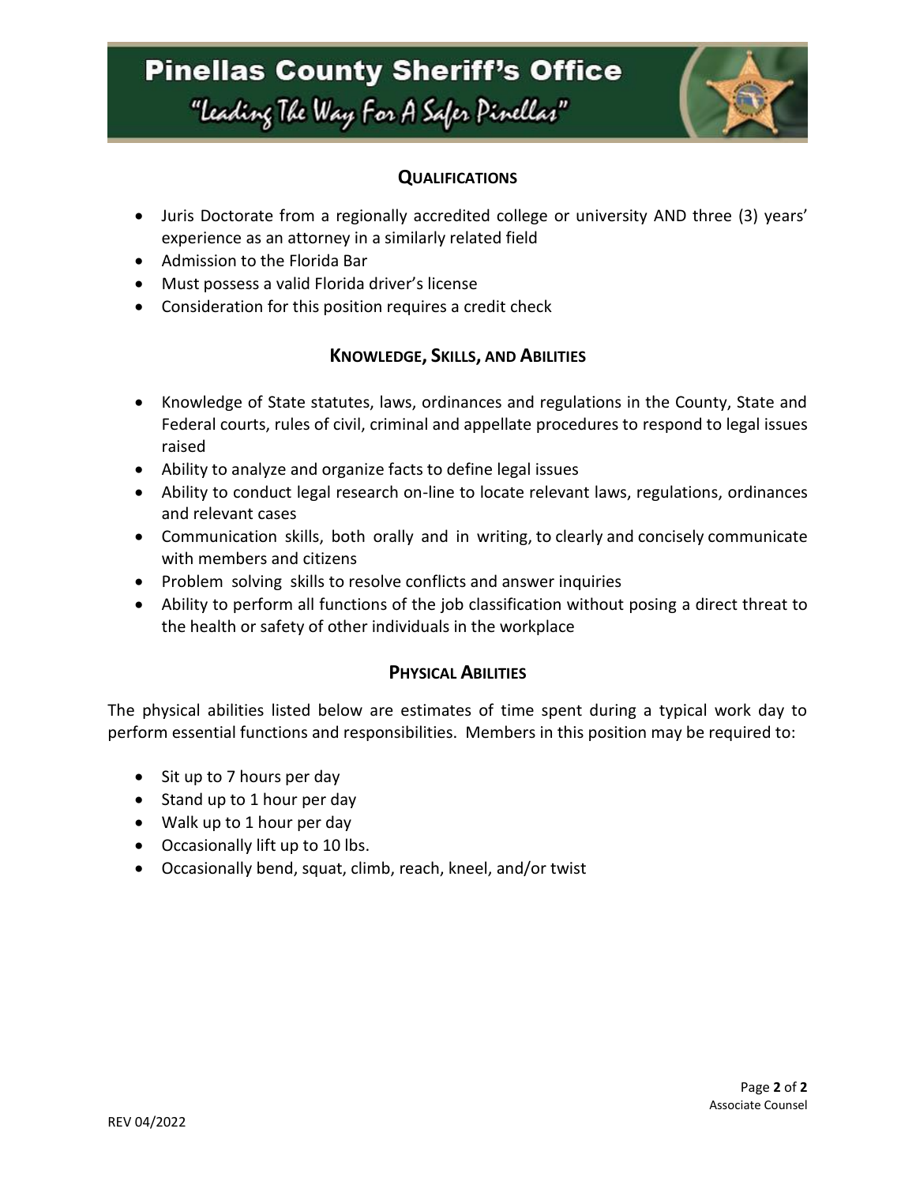## QUALIFICATIONS

- Juris Doctorate from a regionally accredited college or university AND three (3) years' experience as an attorney in a similarly related field
- Admission to the Florida Bar
- Must possess a valid Florida driver's license
- Consideration for this position requires a credit check

## KNOWLEDGE, SKILLS, AND ABILITIES

- Knowledge of State statutes, laws, ordinances and regulations in the County, State and Federal courts, rules of civil, criminal and appellate procedures to respond to legal issues raised
- Ability to analyze and organize facts to define legal issues
- Ability to conduct legal research on-line to locate relevant laws, regulations, ordinances and relevant cases
- Communication skills, both orally and in writing, to clearly and concisely communicate with members and citizens
- Problem solving skills to resolve conflicts and answer inquiries
- Ability to perform all functions of the job classification without posing a direct threat to the health or safety of other individuals in the workplace

## PHYSICAL ABILITIES

The physical abilities listed below are estimates of time spent during a typical work day to perform essential functions and responsibilities. Members in this position may be required to:

- Sit up to 7 hours per day
- Stand up to 1 hour per day
- Walk up to 1 hour per day
- Occasionally lift up to 10 lbs.
- Occasionally bend, squat, climb, reach, kneel, and/or twist

REV 04/2022